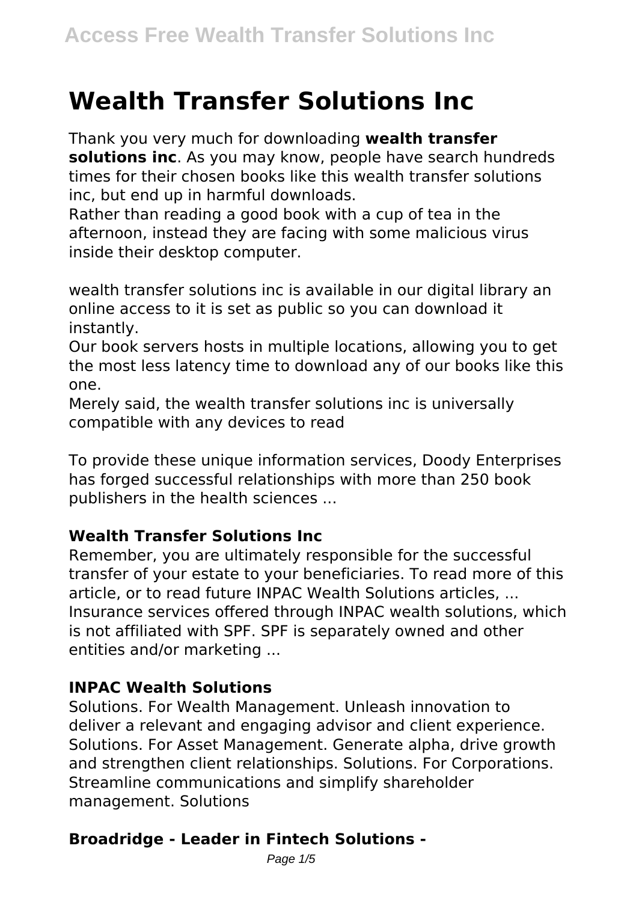# Wealth Transfer Solutions Inc

Thank you very much for downloading **wealth transfer solutions inc**. As you may know, people have search hundreds times for their chosen books like this wealth transfer solutions inc, but end up in harmful downloads.
Rather than reading a good book with a cup of tea in the afternoon, instead they are facing with some malicious virus inside their desktop computer.

wealth transfer solutions inc is available in our digital library an online access to it is set as public so you can download it instantly.
Our book servers hosts in multiple locations, allowing you to get the most less latency time to download any of our books like this one.
Merely said, the wealth transfer solutions inc is universally compatible with any devices to read

To provide these unique information services, Doody Enterprises has forged successful relationships with more than 250 book publishers in the health sciences ...

### Wealth Transfer Solutions Inc

Remember, you are ultimately responsible for the successful transfer of your estate to your beneficiaries. To read more of this article, or to read future INPAC Wealth Solutions articles, ... Insurance services offered through INPAC wealth solutions, which is not affiliated with SPF. SPF is separately owned and other entities and/or marketing ...

### INPAC Wealth Solutions

Solutions. For Wealth Management. Unleash innovation to deliver a relevant and engaging advisor and client experience. Solutions. For Asset Management. Generate alpha, drive growth and strengthen client relationships. Solutions. For Corporations. Streamline communications and simplify shareholder management. Solutions

### Broadridge - Leader in Fintech Solutions -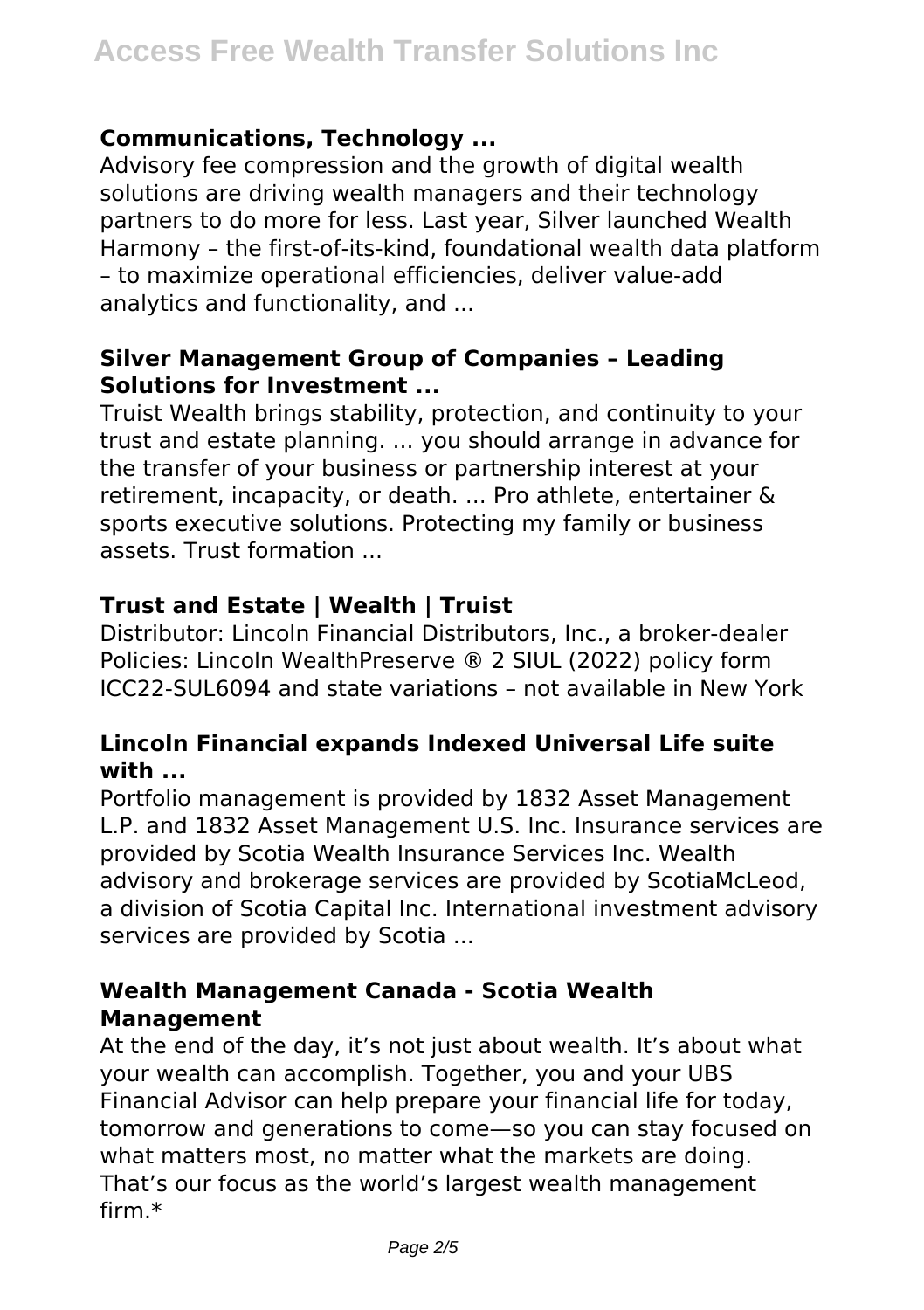### Communications, Technology ...

Advisory fee compression and the growth of digital wealth solutions are driving wealth managers and their technology partners to do more for less. Last year, Silver launched Wealth Harmony – the first-of-its-kind, foundational wealth data platform – to maximize operational efficiencies, deliver value-add analytics and functionality, and ...

### Silver Management Group of Companies – Leading Solutions for Investment ...

Truist Wealth brings stability, protection, and continuity to your trust and estate planning. ... you should arrange in advance for the transfer of your business or partnership interest at your retirement, incapacity, or death. ... Pro athlete, entertainer & sports executive solutions. Protecting my family or business assets. Trust formation ...

### Trust and Estate | Wealth | Truist

Distributor: Lincoln Financial Distributors, Inc., a broker-dealer Policies: Lincoln WealthPreserve ® 2 SIUL (2022) policy form ICC22-SUL6094 and state variations – not available in New York

### Lincoln Financial expands Indexed Universal Life suite with ...

Portfolio management is provided by 1832 Asset Management L.P. and 1832 Asset Management U.S. Inc. Insurance services are provided by Scotia Wealth Insurance Services Inc. Wealth advisory and brokerage services are provided by ScotiaMcLeod, a division of Scotia Capital Inc. International investment advisory services are provided by Scotia ...

### Wealth Management Canada - Scotia Wealth Management

At the end of the day, it's not just about wealth. It's about what your wealth can accomplish. Together, you and your UBS Financial Advisor can help prepare your financial life for today, tomorrow and generations to come—so you can stay focused on what matters most, no matter what the markets are doing. That's our focus as the world's largest wealth management firm.*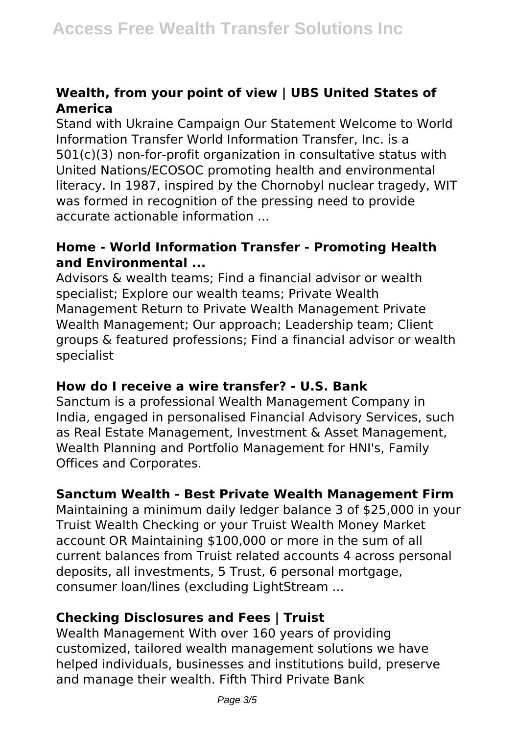### Wealth, from your point of view | UBS United States of America

Stand with Ukraine Campaign Our Statement Welcome to World Information Transfer World Information Transfer, Inc. is a 501(c)(3) non-for-profit organization in consultative status with United Nations/ECOSOC promoting health and environmental literacy. In 1987, inspired by the Chornobyl nuclear tragedy, WIT was formed in recognition of the pressing need to provide accurate actionable information ...

### Home - World Information Transfer - Promoting Health and Environmental ...

Advisors & wealth teams; Find a financial advisor or wealth specialist; Explore our wealth teams; Private Wealth Management Return to Private Wealth Management Private Wealth Management; Our approach; Leadership team; Client groups & featured professions; Find a financial advisor or wealth specialist

### How do I receive a wire transfer? - U.S. Bank

Sanctum is a professional Wealth Management Company in India, engaged in personalised Financial Advisory Services, such as Real Estate Management, Investment & Asset Management, Wealth Planning and Portfolio Management for HNI's, Family Offices and Corporates.

### Sanctum Wealth - Best Private Wealth Management Firm

Maintaining a minimum daily ledger balance 3 of $25,000 in your Truist Wealth Checking or your Truist Wealth Money Market account OR Maintaining $100,000 or more in the sum of all current balances from Truist related accounts 4 across personal deposits, all investments, 5 Trust, 6 personal mortgage, consumer loan/lines (excluding LightStream ...

### Checking Disclosures and Fees | Truist

Wealth Management With over 160 years of providing customized, tailored wealth management solutions we have helped individuals, businesses and institutions build, preserve and manage their wealth. Fifth Third Private Bank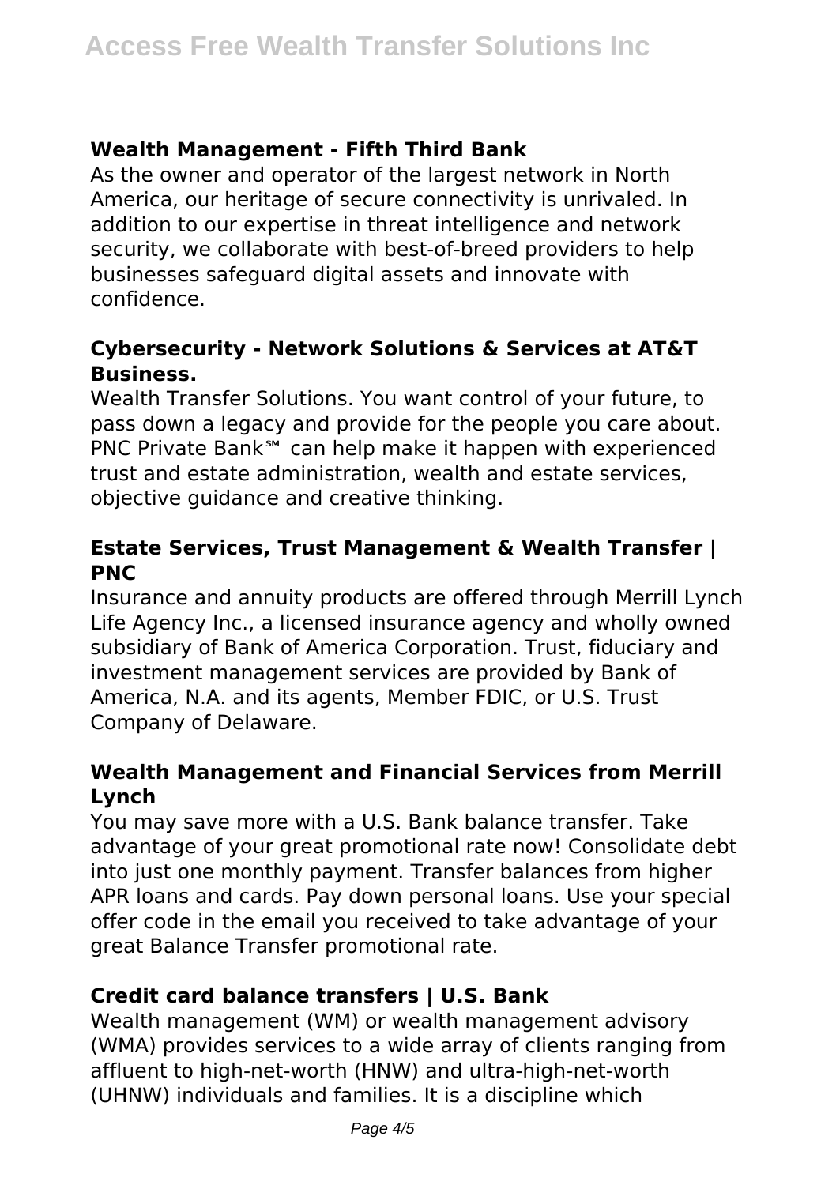### Wealth Management - Fifth Third Bank

As the owner and operator of the largest network in North America, our heritage of secure connectivity is unrivaled. In addition to our expertise in threat intelligence and network security, we collaborate with best-of-breed providers to help businesses safeguard digital assets and innovate with confidence.

### Cybersecurity - Network Solutions & Services at AT&T Business.

Wealth Transfer Solutions. You want control of your future, to pass down a legacy and provide for the people you care about. PNC Private Bank℠ can help make it happen with experienced trust and estate administration, wealth and estate services, objective guidance and creative thinking.

### Estate Services, Trust Management & Wealth Transfer | PNC

Insurance and annuity products are offered through Merrill Lynch Life Agency Inc., a licensed insurance agency and wholly owned subsidiary of Bank of America Corporation. Trust, fiduciary and investment management services are provided by Bank of America, N.A. and its agents, Member FDIC, or U.S. Trust Company of Delaware.

### Wealth Management and Financial Services from Merrill Lynch

You may save more with a U.S. Bank balance transfer. Take advantage of your great promotional rate now! Consolidate debt into just one monthly payment. Transfer balances from higher APR loans and cards. Pay down personal loans. Use your special offer code in the email you received to take advantage of your great Balance Transfer promotional rate.

### Credit card balance transfers | U.S. Bank

Wealth management (WM) or wealth management advisory (WMA) provides services to a wide array of clients ranging from affluent to high-net-worth (HNW) and ultra-high-net-worth (UHNW) individuals and families. It is a discipline which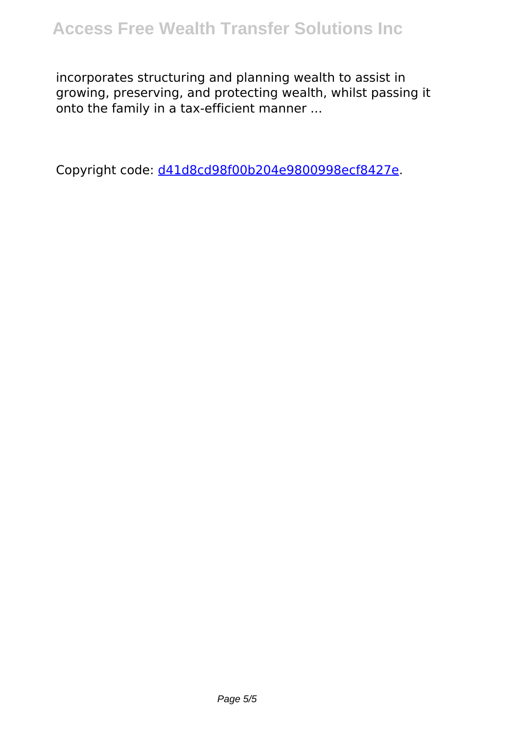incorporates structuring and planning wealth to assist in growing, preserving, and protecting wealth, whilst passing it onto the family in a tax-efficient manner ...

Copyright code: [d41d8cd98f00b204e9800998ecf8427e](d41d8cd98f00b204e9800998ecf8427e).